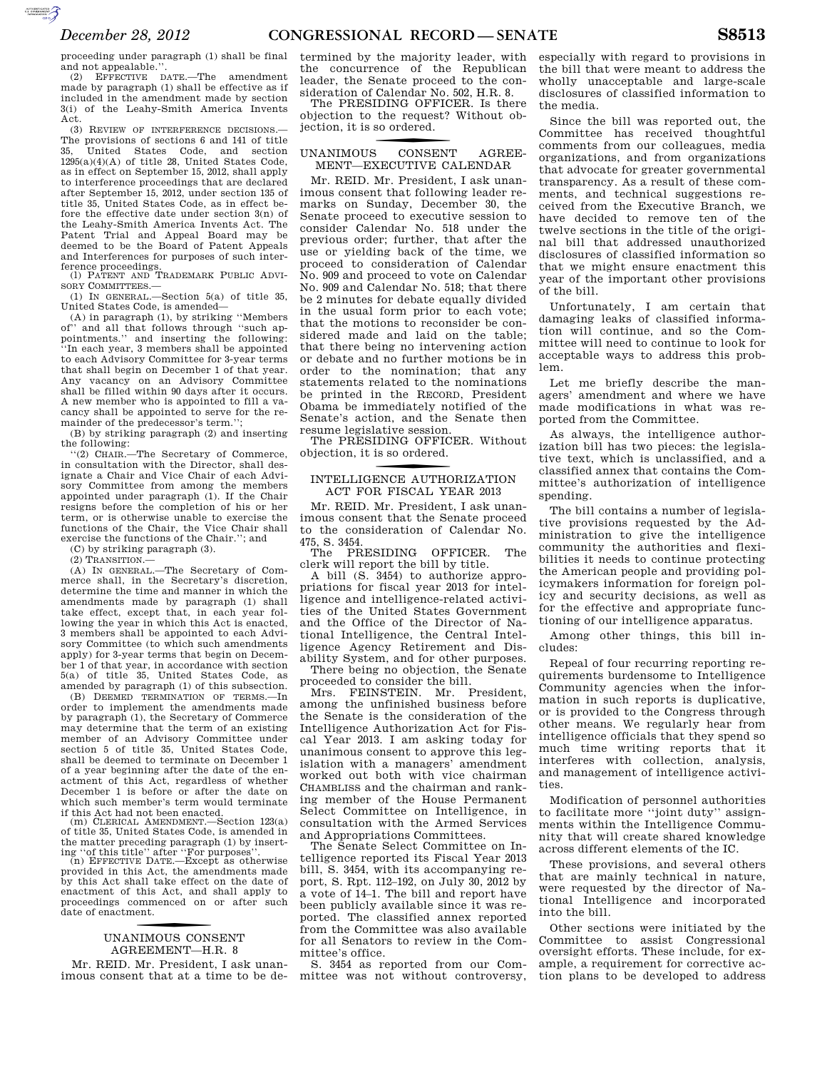proceeding under paragraph (1) shall be final and not appealable.''.

(2) EFFECTIVE DATE.—The amendment made by paragraph (1) shall be effective as if included in the amendment made by section 3(i) of the Leahy-Smith America Invents Act.

(3) REVIEW OF INTERFERENCE DECISIONS.—The provisions of sections 6 and 141 of title 35, United States Code, and section 1295(a)(4)(A) of title 28, United States Code, as in effect on September 15, 2012, shall apply to interference proceedings that are declared after September 15, 2012, under section 135 of title 35, United States Code, as in effect before the effective date under section 3(n) of the Leahy-Smith America Invents Act. The Patent Trial and Appeal Board may be deemed to be the Board of Patent Appeals and Interferences for purposes of such interference proceedings.

(l) PATENT AND TRADEMARK PUBLIC ADVISORY COMMITTEES.—

(1) IN GENERAL.—Section 5(a) of title 35, United States Code, is amended—

(A) in paragraph (1), by striking ''Members of'' and all that follows through ''such appointments.'' and inserting the following: ''In each year, 3 members shall be appointed to each Advisory Committee for 3-year terms that shall begin on December 1 of that year. Any vacancy on an Advisory Committee shall be filled within 90 days after it occurs. A new member who is appointed to fill a vacancy shall be appointed to serve for the remainder of the predecessor's term.'';

(B) by striking paragraph (2) and inserting the following:

''(2) CHAIR.—The Secretary of Commerce, in consultation with the Director, shall designate a Chair and Vice Chair of each Advisory Committee from among the members appointed under paragraph (1). If the Chair resigns before the completion of his or her term, or is otherwise unable to exercise the functions of the Chair, the Vice Chair shall exercise the functions of the Chair.''; and

(C) by striking paragraph (3).

(2) TRANSITION.—

(A) IN GENERAL.—The Secretary of Commerce shall, in the Secretary's discretion, determine the time and manner in which the amendments made by paragraph (1) shall take effect, except that, in each year following the year in which this Act is enacted, 3 members shall be appointed to each Advisory Committee (to which such amendments apply) for 3-year terms that begin on December 1 of that year, in accordance with section 5(a) of title 35, United States Code, as amended by paragraph (1) of this subsection.

(B) DEEMED TERMINATION OF TERMS.—In order to implement the amendments made by paragraph (1), the Secretary of Commerce may determine that the term of an existing member of an Advisory Committee under section 5 of title 35, United States Code, shall be deemed to terminate on December 1 of a year beginning after the date of the enactment of this Act, regardless of whether December 1 is before or after the date on which such member's term would terminate if this Act had not been enacted.

(m) CLERICAL AMENDMENT.—Section 123(a) of title 35, United States Code, is amended in the matter preceding paragraph (1) by inserting ''of this title'' after ''For purposes''.

(n) EFFECTIVE DATE.—Except as otherwise provided in this Act, the amendments made by this Act shall take effect on the date of enactment of this Act, and shall apply to proceedings commenced on or after such date of enactment.

## UNANIMOUS CONSENT AGREEMENT—H.R. 8

Mr. REID. Mr. President, I ask unanimous consent that at a time to be determined by the majority leader, with the concurrence of the Republican leader, the Senate proceed to the consideration of Calendar No. 502, H.R. 8.

The PRESIDING OFFICER. Is there objection to the request? Without objection, it is so ordered.

## UNANIMOUS CONSENT AGREEMENT—EXECUTIVE CALENDAR

Mr. REID. Mr. President, I ask unanimous consent that following leader remarks on Sunday, December 30, the Senate proceed to executive session to consider Calendar No. 518 under the previous order; further, that after the use or yielding back of the time, we proceed to consideration of Calendar No. 909 and proceed to vote on Calendar No. 909 and Calendar No. 518; that there be 2 minutes for debate equally divided in the usual form prior to each vote; that the motions to reconsider be considered made and laid on the table; that there being no intervening action or debate and no further motions be in order to the nomination; that any statements related to the nominations be printed in the RECORD, President Obama be immediately notified of the Senate's action, and the Senate then resume legislative session.

The PRESIDING OFFICER. Without objection, it is so ordered.

## INTELLIGENCE AUTHORIZATION ACT FOR FISCAL YEAR 2013

Mr. REID. Mr. President, I ask unanimous consent that the Senate proceed to the consideration of Calendar No. 475, S. 3454.

The PRESIDING OFFICER. The clerk will report the bill by title.

A bill (S. 3454) to authorize appropriations for fiscal year 2013 for intelligence and intelligence-related activities of the United States Government and the Office of the Director of National Intelligence, the Central Intelligence Agency Retirement and Disability System, and for other purposes.

There being no objection, the Senate proceeded to consider the bill.

Mrs. FEINSTEIN. Mr. President, among the unfinished business before the Senate is the consideration of the Intelligence Authorization Act for Fiscal Year 2013. I am asking today for unanimous consent to approve this legislation with a managers' amendment worked out both with vice chairman CHAMBLISS and the chairman and ranking member of the House Permanent Select Committee on Intelligence, in consultation with the Armed Services and Appropriations Committees.

The Senate Select Committee on Intelligence reported its Fiscal Year 2013 bill, S. 3454, with its accompanying report, S. Rpt. 112–192, on July 30, 2012 by a vote of 14–1. The bill and report have been publicly available since it was reported. The classified annex reported from the Committee was also available for all Senators to review in the Committee's office.

S. 3454 as reported from our Committee was not without controversy, especially with regard to provisions in the bill that were meant to address the wholly unacceptable and large-scale disclosures of classified information to the media.

Since the bill was reported out, the Committee has received thoughtful comments from our colleagues, media organizations, and from organizations that advocate for greater governmental transparency. As a result of these comments, and technical suggestions received from the Executive Branch, we have decided to remove ten of the twelve sections in the title of the original bill that addressed unauthorized disclosures of classified information so that we might ensure enactment this year of the important other provisions of the bill.

Unfortunately, I am certain that damaging leaks of classified information will continue, and so the Committee will need to continue to look for acceptable ways to address this problem.

Let me briefly describe the managers' amendment and where we have made modifications in what was reported from the Committee.

As always, the intelligence authorization bill has two pieces: the legislative text, which is unclassified, and a classified annex that contains the Committee's authorization of intelligence spending.

The bill contains a number of legislative provisions requested by the Administration to give the intelligence community the authorities and flexibilities it needs to continue protecting the American people and providing policymakers information for foreign policy and security decisions, as well as for the effective and appropriate functioning of our intelligence apparatus.

Among other things, this bill includes:

Repeal of four recurring reporting requirements burdensome to Intelligence Community agencies when the information in such reports is duplicative, or is provided to the Congress through other means. We regularly hear from intelligence officials that they spend so much time writing reports that it interferes with collection, analysis, and management of intelligence activities.

Modification of personnel authorities to facilitate more ''joint duty'' assignments within the Intelligence Community that will create shared knowledge across different elements of the IC.

These provisions, and several others that are mainly technical in nature, were requested by the director of National Intelligence and incorporated into the bill.

Other sections were initiated by the Committee to assist Congressional oversight efforts. These include, for example, a requirement for corrective action plans to be developed to address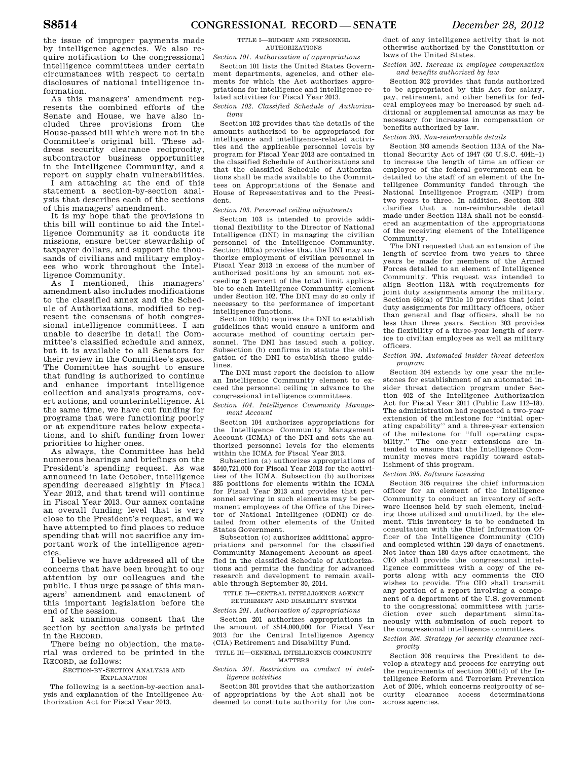the issue of improper payments made by intelligence agencies. We also require notification to the congressional intelligence committees under certain circumstances with respect to certain disclosures of national intelligence information.

As this managers' amendment represents the combined efforts of the Senate and House, we have also included three provisions from the House-passed bill which were not in the Committee's original bill. These address security clearance reciprocity, subcontractor business opportunities in the Intelligence Community, and a report on supply chain vulnerabilities.

I am attaching at the end of this statement a section-by-section analysis that describes each of the sections of this managers' amendment.

It is my hope that the provisions in this bill will continue to aid the Intelligence Community as it conducts its missions, ensure better stewardship of taxpayer dollars, and support the thousands of civilians and military employees who work throughout the Intelligence Community.

As I mentioned, this managers' amendment also includes modifications to the classified annex and the Schedule of Authorizations, modified to represent the consensus of both congressional intelligence committees. I am unable to describe in detail the Committee's classified schedule and annex, but it is available to all Senators for their review in the Committee's spaces. The Committee has sought to ensure that funding is authorized to continue and enhance important intelligence collection and analysis programs, covert actions, and counterintelligence. At the same time, we have cut funding for programs that were functioning poorly or at expenditure rates below expectations, and to shift funding from lower priorities to higher ones.

As always, the Committee has held numerous hearings and briefings on the President's spending request. As was announced in late October, intelligence spending decreased slightly in Fiscal Year 2012, and that trend will continue in Fiscal Year 2013. Our annex contains an overall funding level that is very close to the President's request, and we have attempted to find places to reduce spending that will not sacrifice any important work of the intelligence agencies.

I believe we have addressed all of the concerns that have been brought to our attention by our colleagues and the public. I thus urge passage of this managers' amendment and enactment of this important legislation before the end of the session.

I ask unanimous consent that the section by section analysis be printed in the RECORD.

There being no objection, the material was ordered to be printed in the RECORD, as follows:

SECTION-BY-SECTION ANALYSIS AND EXPLANATION

The following is a section-by-section analysis and explanation of the Intelligence Authorization Act for Fiscal Year 2013.

TITLE I—BUDGET AND PERSONNEL AUTHORIZATIONS

*Section 101. Authorization of appropriations*

Section 101 lists the United States Government departments, agencies, and other elements for which the Act authorizes appropriations for intelligence and intelligence-related activities for Fiscal Year 2013.

*Section 102. Classified Schedule of Authorizations*

Section 102 provides that the details of the amounts authorized to be appropriated for intelligence and intelligence-related activities and the applicable personnel levels by program for Fiscal Year 2013 are contained in the classified Schedule of Authorizations and that the classified Schedule of Authorizations shall be made available to the Committees on Appropriations of the Senate and House of Representatives and to the President.

*Section 103. Personnel ceiling adjustments*

Section 103 is intended to provide additional flexibility to the Director of National Intelligence (DNI) in managing the civilian personnel of the Intelligence Community. Section 103(a) provides that the DNI may authorize employment of civilian personnel in Fiscal Year 2013 in excess of the number of authorized positions by an amount not exceeding 3 percent of the total limit applicable to each Intelligence Community element under Section 102. The DNI may do so only if necessary to the performance of important intelligence functions.

Section 103(b) requires the DNI to establish guidelines that would ensure a uniform and accurate method of counting certain personnel. The DNI has issued such a policy. Subsection (b) confirms in statute the obligation of the DNI to establish these guidelines.

The DNI must report the decision to allow an Intelligence Community element to exceed the personnel ceiling in advance to the congressional intelligence committees.

*Section 104. Intelligence Community Management Account*

Section 104 authorizes appropriations for the Intelligence Community Management Account (ICMA) of the DNI and sets the authorized personnel levels for the elements within the ICMA for Fiscal Year 2013.

Subsection (a) authorizes appropriations of $540,721,000 for Fiscal Year 2013 for the activities of the ICMA. Subsection (b) authorizes 835 positions for elements within the ICMA for Fiscal Year 2013 and provides that personnel serving in such elements may be permanent employees of the Office of the Director of National Intelligence (ODNI) or detailed from other elements of the United States Government.

Subsection (c) authorizes additional appropriations and personnel for the classified Community Management Account as specified in the classified Schedule of Authorizations and permits the funding for advanced research and development to remain available through September 30, 2014.

TITLE II—CENTRAL INTELLIGENCE AGENCY RETIREMENT AND DISABILITY SYSTEM

*Section 201. Authorization of appropriations*

Section 201 authorizes appropriations in the amount of $514,000,000 for Fiscal Year 2013 for the Central Intelligence Agency (CIA) Retirement and Disability Fund.

TITLE III—GENERAL INTELLIGENCE COMMUNITY MATTERS

*Section 301. Restriction on conduct of intelligence activities*

Section 301 provides that the authorization of appropriations by the Act shall not be deemed to constitute authority for the conduct of any intelligence activity that is not otherwise authorized by the Constitution or laws of the United States.

*Section 302. Increase in employee compensation and benefits authorized by law*

Section 302 provides that funds authorized to be appropriated by this Act for salary, pay, retirement, and other benefits for federal employees may be increased by such additional or supplemental amounts as may be necessary for increases in compensation or benefits authorized by law.

*Section 303. Non-reimbursable details*

Section 303 amends Section 113A of the National Security Act of 1947 (50 U.S.C. 404h–1) to increase the length of time an officer or employee of the federal government can be detailed to the staff of an element of the Intelligence Community funded through the National Intelligence Program (NIP) from two years to three. In addition, Section 303 clarifies that a non-reimbursable detail made under Section 113A shall not be considered an augmentation of the appropriations of the receiving element of the Intelligence Community.

The DNI requested that an extension of the length of service from two years to three years be made for members of the Armed Forces detailed to an element of Intelligence Community. This request was intended to align Section 113A with requirements for joint duty assignments among the military. Section 664(a) of Title 10 provides that joint duty assignments for military officers, other than general and flag officers, shall be no less than three years. Section 303 provides the flexibility of a three-year length of service to civilian employees as well as military officers.

*Section 304. Automated insider threat detection program*

Section 304 extends by one year the milestones for establishment of an automated insider threat detection program under Section 402 of the Intelligence Authorization Act for Fiscal Year 2011 (Public Law 112–18). The administration had requested a two-year extension of the milestone for "initial operating capability" and a three-year extension of the milestone for "full operating capability." The one-year extensions are intended to ensure that the Intelligence Community moves more rapidly toward establishment of this program.

*Section 305. Software licensing*

Section 305 requires the chief information officer for an element of the Intelligence Community to conduct an inventory of software licenses held by such element, including those utilized and unutilized, by the element. This inventory is to be conducted in consultation with the Chief Information Officer of the Intelligence Community (CIO) and completed within 120 days of enactment. Not later than 180 days after enactment, the CIO shall provide the congressional intelligence committees with a copy of the reports along with any comments the CIO wishes to provide. The CIO shall transmit any portion of a report involving a component of a department of the U.S. government to the congressional committees with jurisdiction over such department simultaneously with submission of such report to the congressional intelligence committees.

*Section 306. Strategy for security clearance reciprocity*

Section 306 requires the President to develop a strategy and process for carrying out the requirements of section 3001(d) of the Intelligence Reform and Terrorism Prevention Act of 2004, which concerns reciprocity of security clearance access determinations across agencies.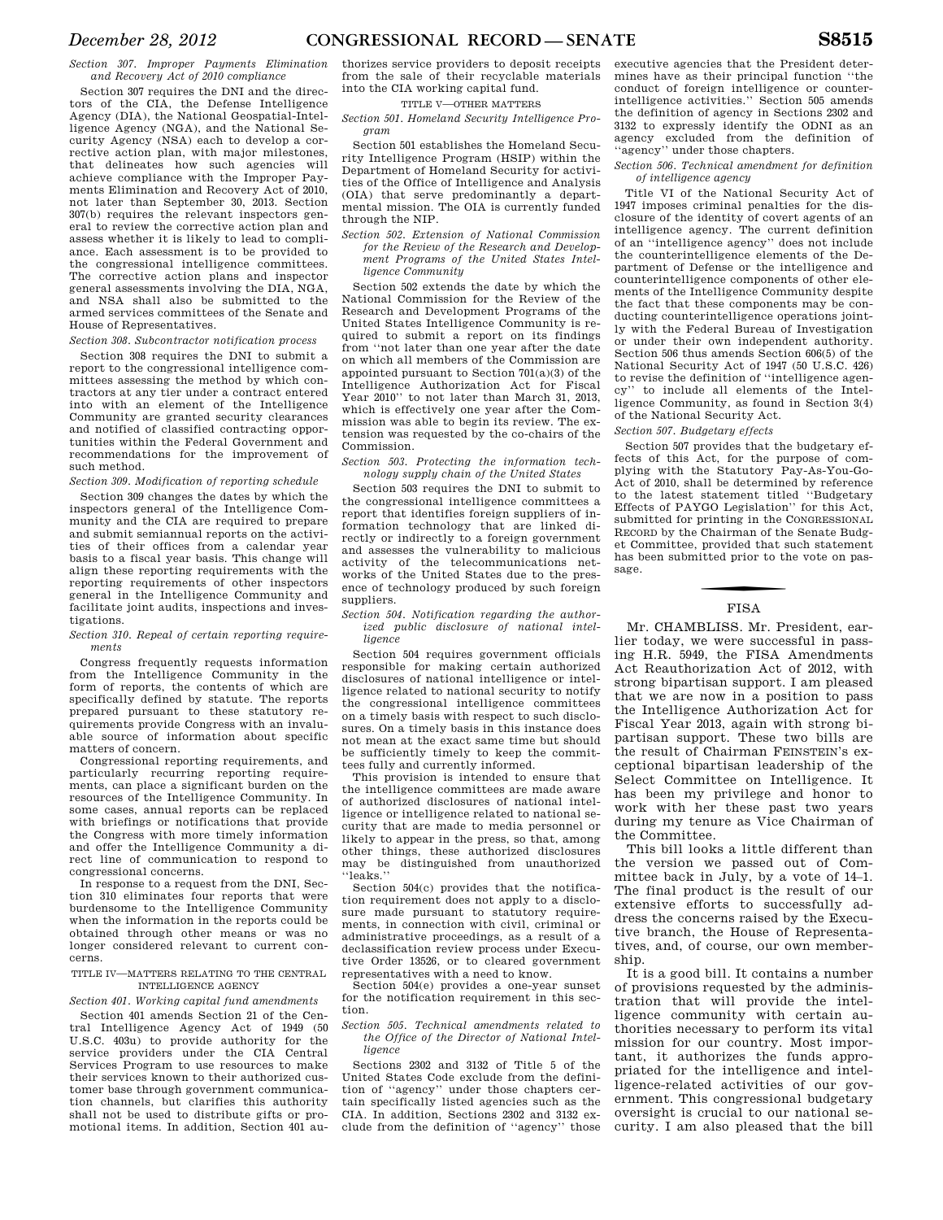*Section 307. Improper Payments Elimination and Recovery Act of 2010 compliance*

Section 307 requires the DNI and the directors of the CIA, the Defense Intelligence Agency (DIA), the National Geospatial-Intelligence Agency (NGA), and the National Security Agency (NSA) each to develop a corrective action plan, with major milestones, that delineates how such agencies will achieve compliance with the Improper Payments Elimination and Recovery Act of 2010, not later than September 30, 2013. Section 307(b) requires the relevant inspectors general to review the corrective action plan and assess whether it is likely to lead to compliance. Each assessment is to be provided to the congressional intelligence committees. The corrective action plans and inspector general assessments involving the DIA, NGA, and NSA shall also be submitted to the armed services committees of the Senate and House of Representatives.

*Section 308. Subcontractor notification process*

Section 308 requires the DNI to submit a report to the congressional intelligence committees assessing the method by which contractors at any tier under a contract entered into with an element of the Intelligence Community are granted security clearances and notified of classified contracting opportunities within the Federal Government and recommendations for the improvement of such method.

*Section 309. Modification of reporting schedule*

Section 309 changes the dates by which the inspectors general of the Intelligence Community and the CIA are required to prepare and submit semiannual reports on the activities of their offices from a calendar year basis to a fiscal year basis. This change will align these reporting requirements with the reporting requirements of other inspectors general in the Intelligence Community and facilitate joint audits, inspections and investigations.

*Section 310. Repeal of certain reporting requirements*

Congress frequently requests information from the Intelligence Community in the form of reports, the contents of which are specifically defined by statute. The reports prepared pursuant to these statutory requirements provide Congress with an invaluable source of information about specific matters of concern.

Congressional reporting requirements, and particularly recurring reporting requirements, can place a significant burden on the resources of the Intelligence Community. In some cases, annual reports can be replaced with briefings or notifications that provide the Congress with more timely information and offer the Intelligence Community a direct line of communication to respond to congressional concerns.

In response to a request from the DNI, Section 310 eliminates four reports that were burdensome to the Intelligence Community when the information in the reports could be obtained through other means or was no longer considered relevant to current concerns.

TITLE IV—MATTERS RELATING TO THE CENTRAL INTELLIGENCE AGENCY

*Section 401. Working capital fund amendments*

Section 401 amends Section 21 of the Central Intelligence Agency Act of 1949 (50 U.S.C. 403u) to provide authority for the service providers under the CIA Central Services Program to use resources to make their services known to their authorized customer base through government communication channels, but clarifies this authority shall not be used to distribute gifts or promotional items. In addition, Section 401 authorizes service providers to deposit receipts from the sale of their recyclable materials into the CIA working capital fund.

TITLE V—OTHER MATTERS

*Section 501. Homeland Security Intelligence Program*

Section 501 establishes the Homeland Security Intelligence Program (HSIP) within the Department of Homeland Security for activities of the Office of Intelligence and Analysis (OIA) that serve predominantly a departmental mission. The OIA is currently funded through the NIP.

*Section 502. Extension of National Commission for the Review of the Research and Development Programs of the United States Intelligence Community*

Section 502 extends the date by which the National Commission for the Review of the Research and Development Programs of the United States Intelligence Community is required to submit a report on its findings from "not later than one year after the date on which all members of the Commission are appointed pursuant to Section 701(a)(3) of the Intelligence Authorization Act for Fiscal Year 2010" to not later than March 31, 2013, which is effectively one year after the Commission was able to begin its review. The extension was requested by the co-chairs of the Commission.

*Section 503. Protecting the information technology supply chain of the United States*

Section 503 requires the DNI to submit to the congressional intelligence committees a report that identifies foreign suppliers of information technology that are linked directly or indirectly to a foreign government and assesses the vulnerability to malicious activity of the telecommunications networks of the United States due to the presence of technology produced by such foreign suppliers.

*Section 504. Notification regarding the authorized public disclosure of national intelligence*

Section 504 requires government officials responsible for making certain authorized disclosures of national intelligence or intelligence related to national security to notify the congressional intelligence committees on a timely basis with respect to such disclosures. On a timely basis in this instance does not mean at the exact same time but should be sufficiently timely to keep the committees fully and currently informed.

This provision is intended to ensure that the intelligence committees are made aware of authorized disclosures of national intelligence or intelligence related to national security that are made to media personnel or likely to appear in the press, so that, among other things, these authorized disclosures may be distinguished from unauthorized "leaks."

Section 504(c) provides that the notification requirement does not apply to a disclosure made pursuant to statutory requirements, in connection with civil, criminal or administrative proceedings, as a result of a declassification review process under Executive Order 13526, or to cleared government representatives with a need to know.

Section 504(e) provides a one-year sunset for the notification requirement in this section.

*Section 505. Technical amendments related to the Office of the Director of National Intelligence*

Sections 2302 and 3132 of Title 5 of the United States Code exclude from the definition of "agency" under those chapters certain specifically listed agencies such as the CIA. In addition, Sections 2302 and 3132 exclude from the definition of "agency" those executive agencies that the President determines have as their principal function "the conduct of foreign intelligence or counterintelligence activities." Section 505 amends the definition of agency in Sections 2302 and 3132 to expressly identify the ODNI as an agency excluded from the definition of "agency" under those chapters.

*Section 506. Technical amendment for definition of intelligence agency*

Title VI of the National Security Act of 1947 imposes criminal penalties for the disclosure of the identity of covert agents of an intelligence agency. The current definition of an "intelligence agency" does not include the counterintelligence elements of the Department of Defense or the intelligence and counterintelligence components of other elements of the Intelligence Community despite the fact that these components may be conducting counterintelligence operations jointly with the Federal Bureau of Investigation or under their own independent authority. Section 506 thus amends Section 606(5) of the National Security Act of 1947 (50 U.S.C. 426) to revise the definition of "intelligence agency" to include all elements of the Intelligence Community, as found in Section 3(4) of the National Security Act.

*Section 507. Budgetary effects*

Section 507 provides that the budgetary effects of this Act, for the purpose of complying with the Statutory Pay-As-You-Go-Act of 2010, shall be determined by reference to the latest statement titled "Budgetary Effects of PAYGO Legislation" for this Act, submitted for printing in the CONGRESSIONAL RECORD by the Chairman of the Senate Budget Committee, provided that such statement has been submitted prior to the vote on passage.

## FISA

Mr. CHAMBLISS. Mr. President, earlier today, we were successful in passing H.R. 5949, the FISA Amendments Act Reauthorization Act of 2012, with strong bipartisan support. I am pleased that we are now in a position to pass the Intelligence Authorization Act for Fiscal Year 2013, again with strong bipartisan support. These two bills are the result of Chairman FEINSTEIN's exceptional bipartisan leadership of the Select Committee on Intelligence. It has been my privilege and honor to work with her these past two years during my tenure as Vice Chairman of the Committee.

This bill looks a little different than the version we passed out of Committee back in July, by a vote of 14–1. The final product is the result of our extensive efforts to successfully address the concerns raised by the Executive branch, the House of Representatives, and, of course, our own membership.

It is a good bill. It contains a number of provisions requested by the administration that will provide the intelligence community with certain authorities necessary to perform its vital mission for our country. Most important, it authorizes the funds appropriated for the intelligence and intelligence-related activities of our government. This congressional budgetary oversight is crucial to our national security. I am also pleased that the bill